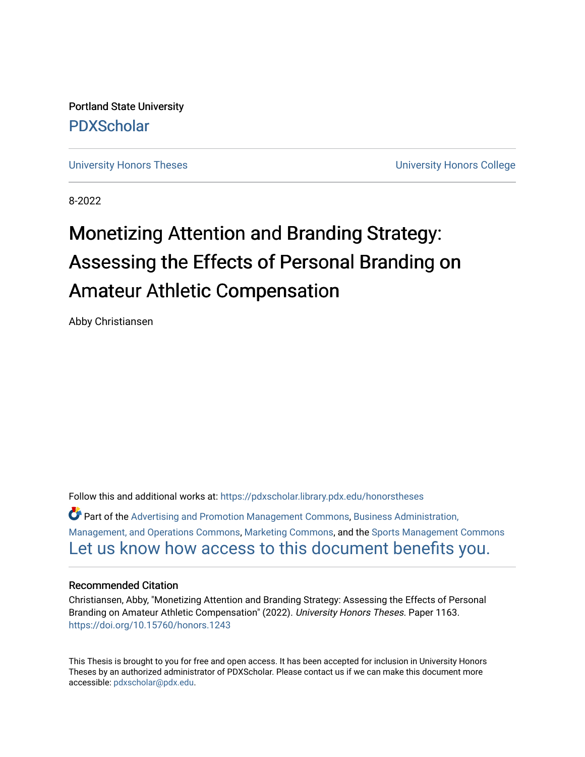Portland State University

PDXScholar

University Honors Theses | University Honors College

8-2022

# Monetizing Attention and Branding Strategy: Assessing the Effects of Personal Branding on Amateur Athletic Compensation

Abby Christiansen

Follow this and additional works at: https://pdxscholar.library.pdx.edu/honorstheses

Part of the Advertising and Promotion Management Commons, Business Administration, Management, and Operations Commons, Marketing Commons, and the Sports Management Commons

Let us know how access to this document benefits you.

## Recommended Citation

Christiansen, Abby, "Monetizing Attention and Branding Strategy: Assessing the Effects of Personal Branding on Amateur Athletic Compensation" (2022). *University Honors Theses*. Paper 1163.
https://doi.org/10.15760/honors.1243

This Thesis is brought to you for free and open access. It has been accepted for inclusion in University Honors Theses by an authorized administrator of PDXScholar. Please contact us if we can make this document more accessible: pdxscholar@pdx.edu.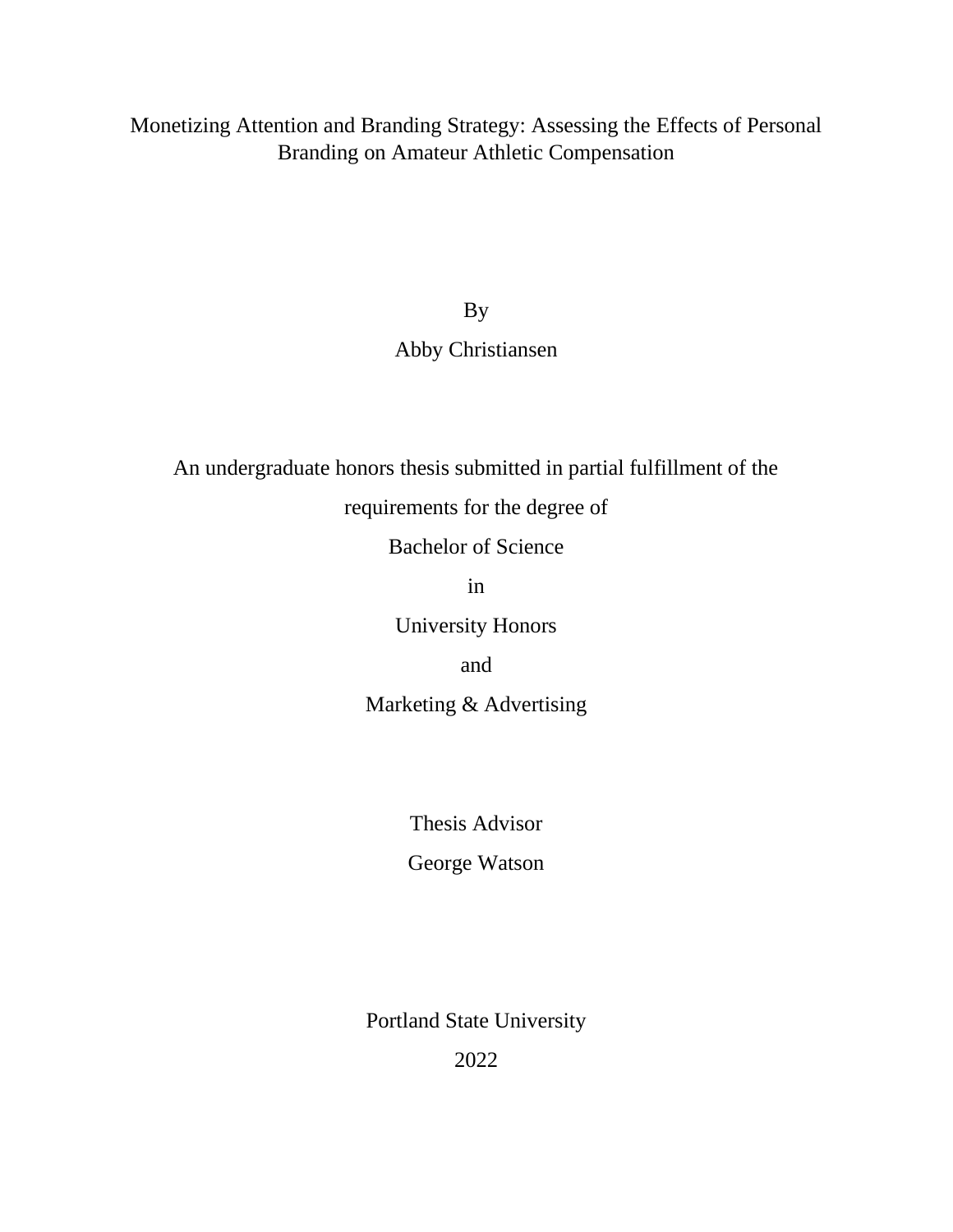# Monetizing Attention and Branding Strategy: Assessing the Effects of Personal Branding on Amateur Athletic Compensation

By

Abby Christiansen

An undergraduate honors thesis submitted in partial fulfillment of the

requirements for the degree of

Bachelor of Science

in

University Honors

and

Marketing & Advertising

Thesis Advisor

George Watson

Portland State University

2022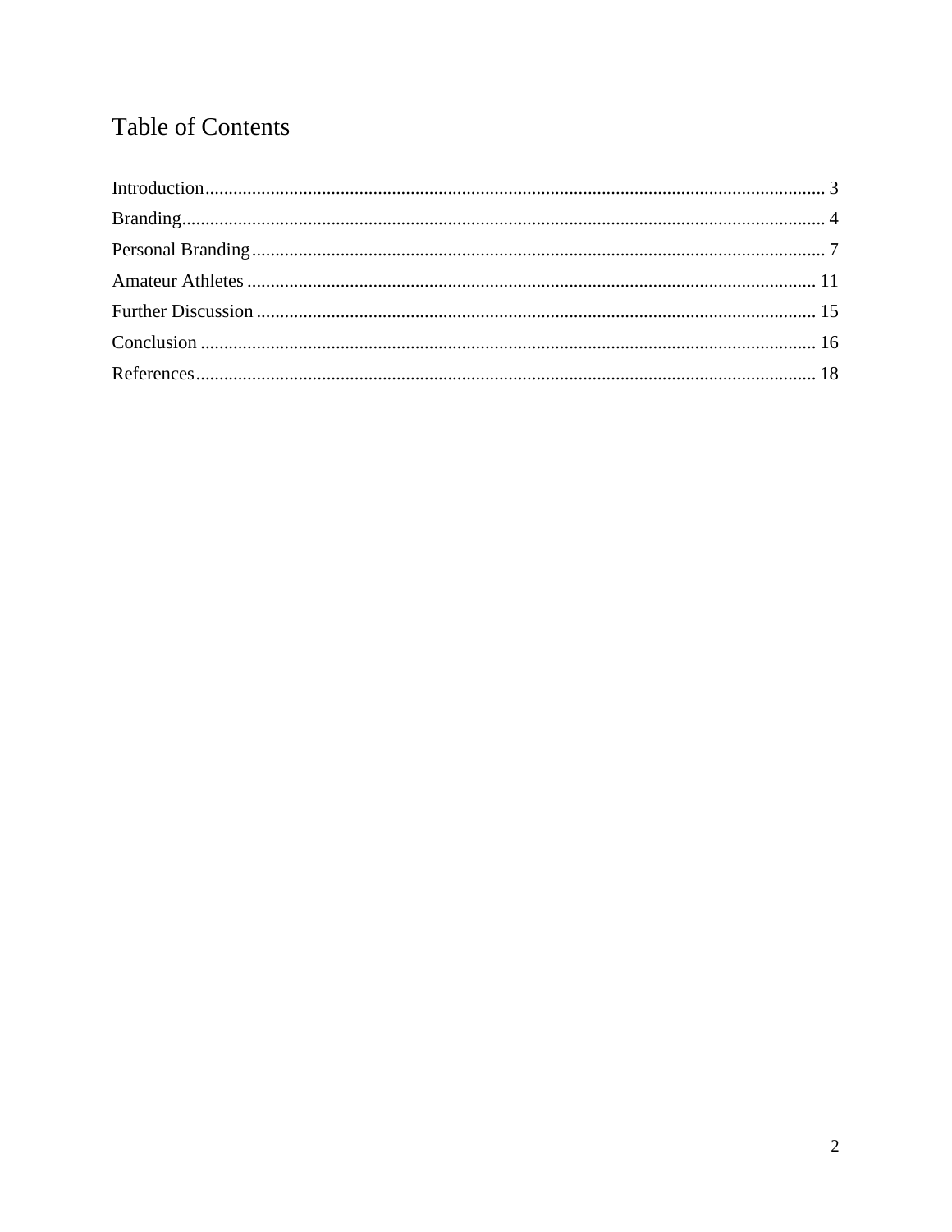# Table of Contents

Introduction .......................................................................................................... 3
Branding ................................................................................................................ 4
Personal Branding ................................................................................................. 7
Amateur Athletes ................................................................................................. 11
Further Discussion ............................................................................................... 15
Conclusion ........................................................................................................... 16
References ............................................................................................................ 18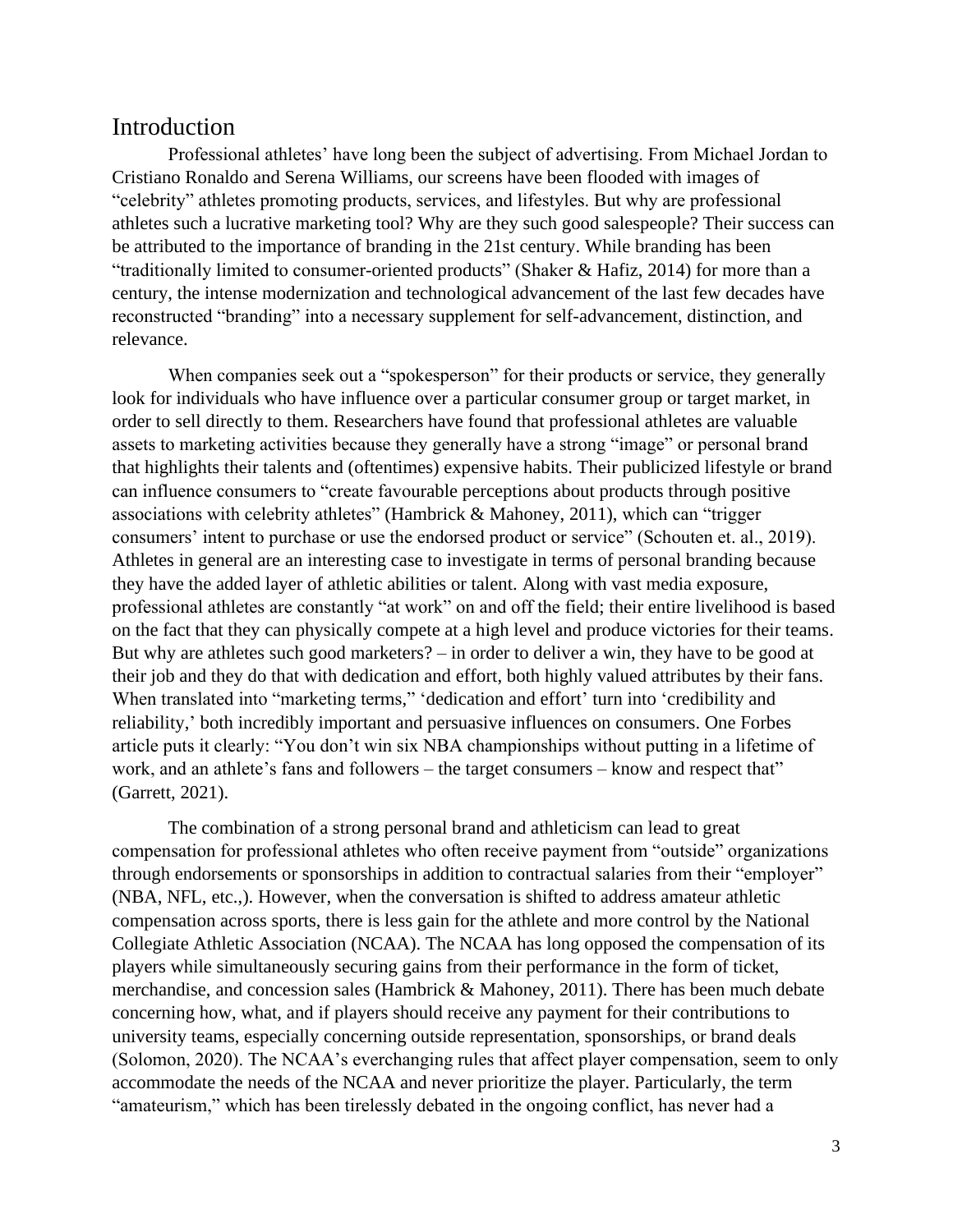## Introduction

Professional athletes' have long been the subject of advertising. From Michael Jordan to Cristiano Ronaldo and Serena Williams, our screens have been flooded with images of "celebrity" athletes promoting products, services, and lifestyles. But why are professional athletes such a lucrative marketing tool? Why are they such good salespeople? Their success can be attributed to the importance of branding in the 21st century. While branding has been "traditionally limited to consumer-oriented products" (Shaker & Hafiz, 2014) for more than a century, the intense modernization and technological advancement of the last few decades have reconstructed "branding" into a necessary supplement for self-advancement, distinction, and relevance.

When companies seek out a "spokesperson" for their products or service, they generally look for individuals who have influence over a particular consumer group or target market, in order to sell directly to them. Researchers have found that professional athletes are valuable assets to marketing activities because they generally have a strong "image" or personal brand that highlights their talents and (oftentimes) expensive habits. Their publicized lifestyle or brand can influence consumers to "create favourable perceptions about products through positive associations with celebrity athletes" (Hambrick & Mahoney, 2011), which can "trigger consumers' intent to purchase or use the endorsed product or service" (Schouten et. al., 2019). Athletes in general are an interesting case to investigate in terms of personal branding because they have the added layer of athletic abilities or talent. Along with vast media exposure, professional athletes are constantly "at work" on and off the field; their entire livelihood is based on the fact that they can physically compete at a high level and produce victories for their teams. But why are athletes such good marketers? – in order to deliver a win, they have to be good at their job and they do that with dedication and effort, both highly valued attributes by their fans. When translated into "marketing terms," 'dedication and effort' turn into 'credibility and reliability,' both incredibly important and persuasive influences on consumers. One Forbes article puts it clearly: "You don't win six NBA championships without putting in a lifetime of work, and an athlete's fans and followers – the target consumers – know and respect that" (Garrett, 2021).

The combination of a strong personal brand and athleticism can lead to great compensation for professional athletes who often receive payment from "outside" organizations through endorsements or sponsorships in addition to contractual salaries from their "employer" (NBA, NFL, etc.,). However, when the conversation is shifted to address amateur athletic compensation across sports, there is less gain for the athlete and more control by the National Collegiate Athletic Association (NCAA). The NCAA has long opposed the compensation of its players while simultaneously securing gains from their performance in the form of ticket, merchandise, and concession sales (Hambrick & Mahoney, 2011). There has been much debate concerning how, what, and if players should receive any payment for their contributions to university teams, especially concerning outside representation, sponsorships, or brand deals (Solomon, 2020). The NCAA's everchanging rules that affect player compensation, seem to only accommodate the needs of the NCAA and never prioritize the player. Particularly, the term "amateurism," which has been tirelessly debated in the ongoing conflict, has never had a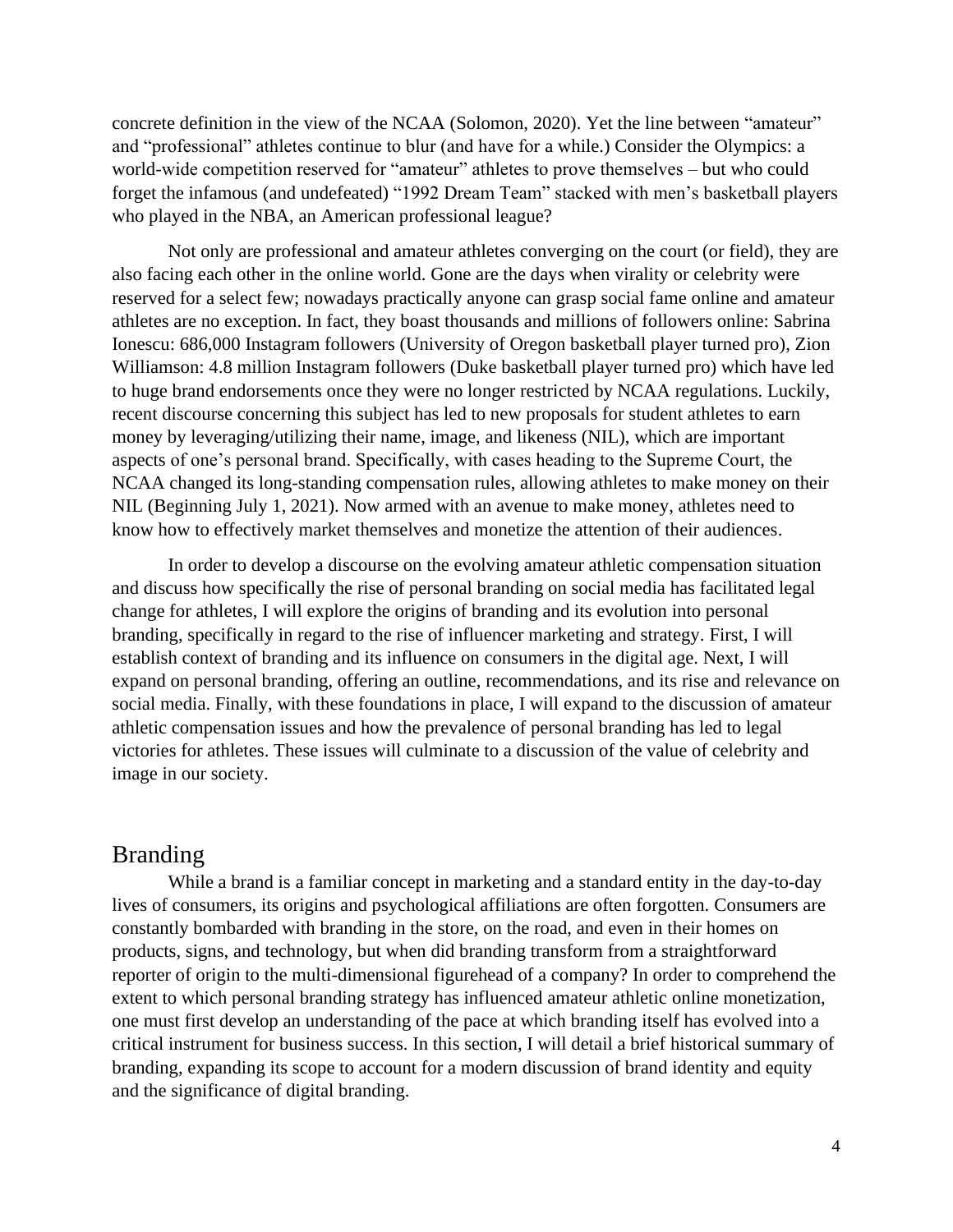concrete definition in the view of the NCAA (Solomon, 2020). Yet the line between "amateur" and "professional" athletes continue to blur (and have for a while.) Consider the Olympics: a world-wide competition reserved for "amateur" athletes to prove themselves – but who could forget the infamous (and undefeated) "1992 Dream Team" stacked with men's basketball players who played in the NBA, an American professional league?

Not only are professional and amateur athletes converging on the court (or field), they are also facing each other in the online world. Gone are the days when virality or celebrity were reserved for a select few; nowadays practically anyone can grasp social fame online and amateur athletes are no exception. In fact, they boast thousands and millions of followers online: Sabrina Ionescu: 686,000 Instagram followers (University of Oregon basketball player turned pro), Zion Williamson: 4.8 million Instagram followers (Duke basketball player turned pro) which have led to huge brand endorsements once they were no longer restricted by NCAA regulations. Luckily, recent discourse concerning this subject has led to new proposals for student athletes to earn money by leveraging/utilizing their name, image, and likeness (NIL), which are important aspects of one's personal brand. Specifically, with cases heading to the Supreme Court, the NCAA changed its long-standing compensation rules, allowing athletes to make money on their NIL (Beginning July 1, 2021). Now armed with an avenue to make money, athletes need to know how to effectively market themselves and monetize the attention of their audiences.

In order to develop a discourse on the evolving amateur athletic compensation situation and discuss how specifically the rise of personal branding on social media has facilitated legal change for athletes, I will explore the origins of branding and its evolution into personal branding, specifically in regard to the rise of influencer marketing and strategy. First, I will establish context of branding and its influence on consumers in the digital age. Next, I will expand on personal branding, offering an outline, recommendations, and its rise and relevance on social media. Finally, with these foundations in place, I will expand to the discussion of amateur athletic compensation issues and how the prevalence of personal branding has led to legal victories for athletes. These issues will culminate to a discussion of the value of celebrity and image in our society.

## Branding

While a brand is a familiar concept in marketing and a standard entity in the day-to-day lives of consumers, its origins and psychological affiliations are often forgotten. Consumers are constantly bombarded with branding in the store, on the road, and even in their homes on products, signs, and technology, but when did branding transform from a straightforward reporter of origin to the multi-dimensional figurehead of a company? In order to comprehend the extent to which personal branding strategy has influenced amateur athletic online monetization, one must first develop an understanding of the pace at which branding itself has evolved into a critical instrument for business success. In this section, I will detail a brief historical summary of branding, expanding its scope to account for a modern discussion of brand identity and equity and the significance of digital branding.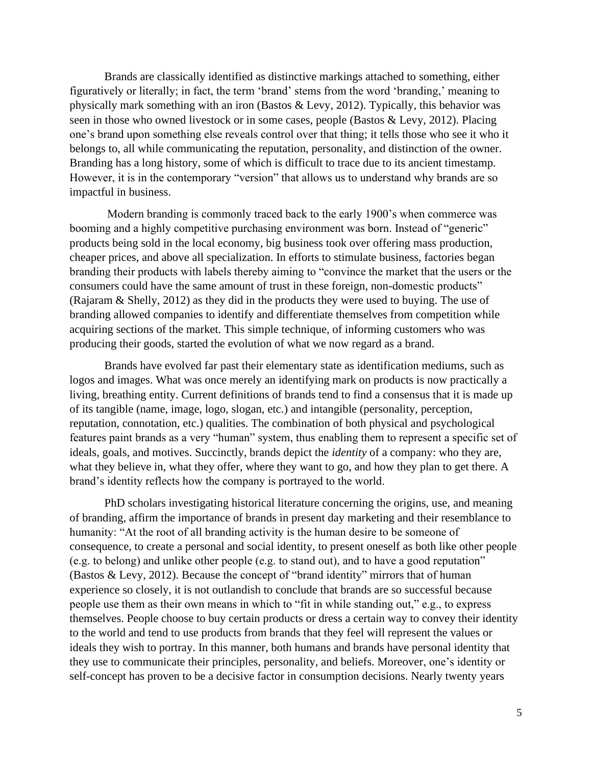Brands are classically identified as distinctive markings attached to something, either figuratively or literally; in fact, the term 'brand' stems from the word 'branding,' meaning to physically mark something with an iron (Bastos & Levy, 2012). Typically, this behavior was seen in those who owned livestock or in some cases, people (Bastos & Levy, 2012). Placing one's brand upon something else reveals control over that thing; it tells those who see it who it belongs to, all while communicating the reputation, personality, and distinction of the owner. Branding has a long history, some of which is difficult to trace due to its ancient timestamp. However, it is in the contemporary "version" that allows us to understand why brands are so impactful in business.

Modern branding is commonly traced back to the early 1900's when commerce was booming and a highly competitive purchasing environment was born. Instead of "generic" products being sold in the local economy, big business took over offering mass production, cheaper prices, and above all specialization. In efforts to stimulate business, factories began branding their products with labels thereby aiming to "convince the market that the users or the consumers could have the same amount of trust in these foreign, non-domestic products" (Rajaram & Shelly, 2012) as they did in the products they were used to buying. The use of branding allowed companies to identify and differentiate themselves from competition while acquiring sections of the market. This simple technique, of informing customers who was producing their goods, started the evolution of what we now regard as a brand.

Brands have evolved far past their elementary state as identification mediums, such as logos and images. What was once merely an identifying mark on products is now practically a living, breathing entity. Current definitions of brands tend to find a consensus that it is made up of its tangible (name, image, logo, slogan, etc.) and intangible (personality, perception, reputation, connotation, etc.) qualities. The combination of both physical and psychological features paint brands as a very "human" system, thus enabling them to represent a specific set of ideals, goals, and motives. Succinctly, brands depict the *identity* of a company: who they are, what they believe in, what they offer, where they want to go, and how they plan to get there. A brand's identity reflects how the company is portrayed to the world.

PhD scholars investigating historical literature concerning the origins, use, and meaning of branding, affirm the importance of brands in present day marketing and their resemblance to humanity: "At the root of all branding activity is the human desire to be someone of consequence, to create a personal and social identity, to present oneself as both like other people (e.g. to belong) and unlike other people (e.g. to stand out), and to have a good reputation" (Bastos & Levy, 2012). Because the concept of "brand identity" mirrors that of human experience so closely, it is not outlandish to conclude that brands are so successful because people use them as their own means in which to "fit in while standing out," e.g., to express themselves. People choose to buy certain products or dress a certain way to convey their identity to the world and tend to use products from brands that they feel will represent the values or ideals they wish to portray. In this manner, both humans and brands have personal identity that they use to communicate their principles, personality, and beliefs. Moreover, one's identity or self-concept has proven to be a decisive factor in consumption decisions. Nearly twenty years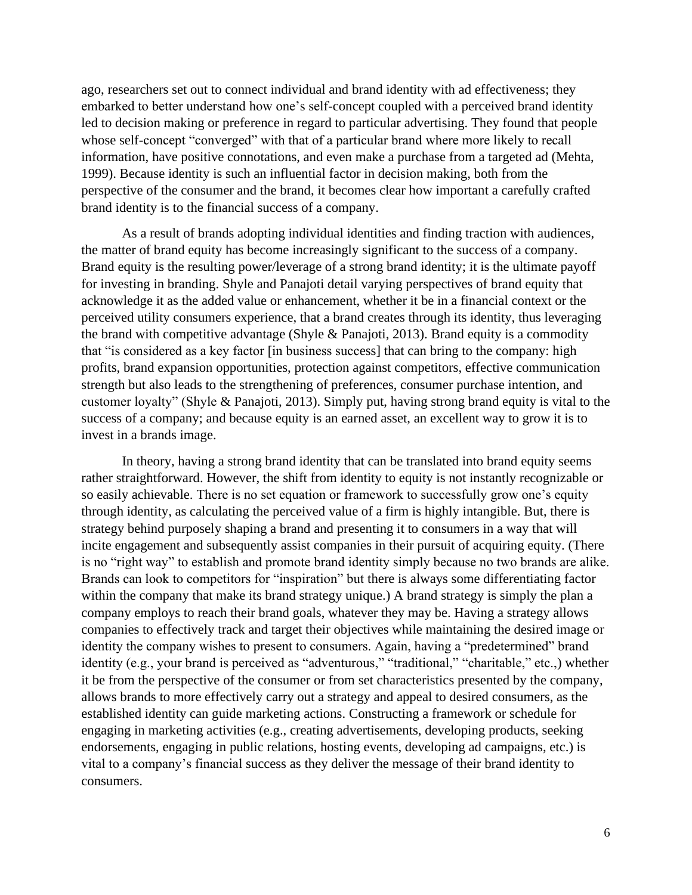ago, researchers set out to connect individual and brand identity with ad effectiveness; they embarked to better understand how one's self-concept coupled with a perceived brand identity led to decision making or preference in regard to particular advertising. They found that people whose self-concept "converged" with that of a particular brand where more likely to recall information, have positive connotations, and even make a purchase from a targeted ad (Mehta, 1999). Because identity is such an influential factor in decision making, both from the perspective of the consumer and the brand, it becomes clear how important a carefully crafted brand identity is to the financial success of a company.

As a result of brands adopting individual identities and finding traction with audiences, the matter of brand equity has become increasingly significant to the success of a company. Brand equity is the resulting power/leverage of a strong brand identity; it is the ultimate payoff for investing in branding. Shyle and Panajoti detail varying perspectives of brand equity that acknowledge it as the added value or enhancement, whether it be in a financial context or the perceived utility consumers experience, that a brand creates through its identity, thus leveraging the brand with competitive advantage (Shyle & Panajoti, 2013). Brand equity is a commodity that "is considered as a key factor [in business success] that can bring to the company: high profits, brand expansion opportunities, protection against competitors, effective communication strength but also leads to the strengthening of preferences, consumer purchase intention, and customer loyalty" (Shyle & Panajoti, 2013). Simply put, having strong brand equity is vital to the success of a company; and because equity is an earned asset, an excellent way to grow it is to invest in a brands image.

In theory, having a strong brand identity that can be translated into brand equity seems rather straightforward. However, the shift from identity to equity is not instantly recognizable or so easily achievable. There is no set equation or framework to successfully grow one's equity through identity, as calculating the perceived value of a firm is highly intangible. But, there is strategy behind purposely shaping a brand and presenting it to consumers in a way that will incite engagement and subsequently assist companies in their pursuit of acquiring equity. (There is no "right way" to establish and promote brand identity simply because no two brands are alike. Brands can look to competitors for "inspiration" but there is always some differentiating factor within the company that make its brand strategy unique.) A brand strategy is simply the plan a company employs to reach their brand goals, whatever they may be. Having a strategy allows companies to effectively track and target their objectives while maintaining the desired image or identity the company wishes to present to consumers. Again, having a "predetermined" brand identity (e.g., your brand is perceived as "adventurous," "traditional," "charitable," etc.,) whether it be from the perspective of the consumer or from set characteristics presented by the company, allows brands to more effectively carry out a strategy and appeal to desired consumers, as the established identity can guide marketing actions. Constructing a framework or schedule for engaging in marketing activities (e.g., creating advertisements, developing products, seeking endorsements, engaging in public relations, hosting events, developing ad campaigns, etc.) is vital to a company's financial success as they deliver the message of their brand identity to consumers.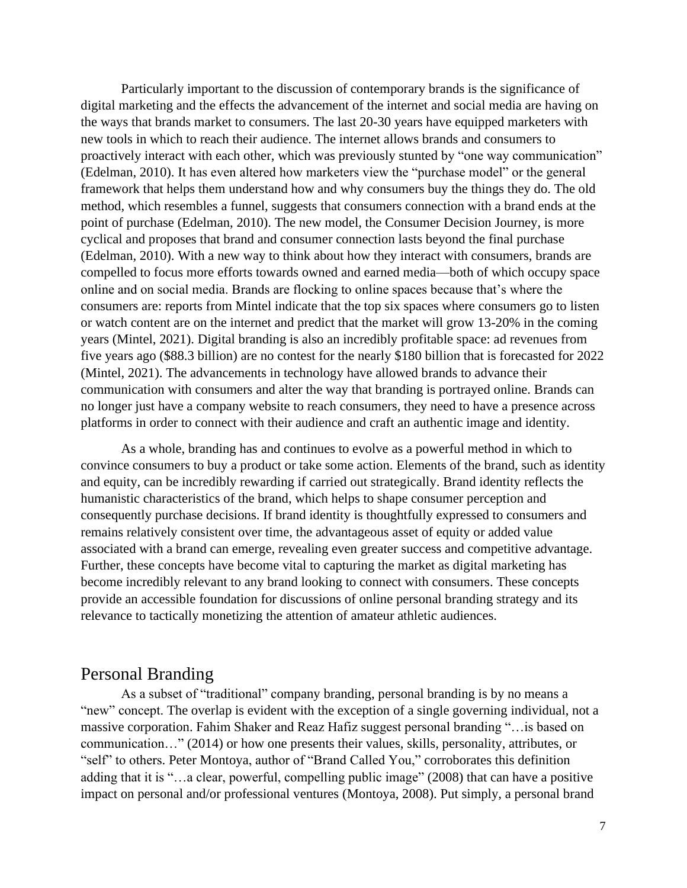Particularly important to the discussion of contemporary brands is the significance of digital marketing and the effects the advancement of the internet and social media are having on the ways that brands market to consumers. The last 20-30 years have equipped marketers with new tools in which to reach their audience. The internet allows brands and consumers to proactively interact with each other, which was previously stunted by "one way communication" (Edelman, 2010). It has even altered how marketers view the "purchase model" or the general framework that helps them understand how and why consumers buy the things they do. The old method, which resembles a funnel, suggests that consumers connection with a brand ends at the point of purchase (Edelman, 2010). The new model, the Consumer Decision Journey, is more cyclical and proposes that brand and consumer connection lasts beyond the final purchase (Edelman, 2010). With a new way to think about how they interact with consumers, brands are compelled to focus more efforts towards owned and earned media—both of which occupy space online and on social media. Brands are flocking to online spaces because that's where the consumers are: reports from Mintel indicate that the top six spaces where consumers go to listen or watch content are on the internet and predict that the market will grow 13-20% in the coming years (Mintel, 2021). Digital branding is also an incredibly profitable space: ad revenues from five years ago ($88.3 billion) are no contest for the nearly $180 billion that is forecasted for 2022 (Mintel, 2021). The advancements in technology have allowed brands to advance their communication with consumers and alter the way that branding is portrayed online. Brands can no longer just have a company website to reach consumers, they need to have a presence across platforms in order to connect with their audience and craft an authentic image and identity.

As a whole, branding has and continues to evolve as a powerful method in which to convince consumers to buy a product or take some action. Elements of the brand, such as identity and equity, can be incredibly rewarding if carried out strategically. Brand identity reflects the humanistic characteristics of the brand, which helps to shape consumer perception and consequently purchase decisions. If brand identity is thoughtfully expressed to consumers and remains relatively consistent over time, the advantageous asset of equity or added value associated with a brand can emerge, revealing even greater success and competitive advantage. Further, these concepts have become vital to capturing the market as digital marketing has become incredibly relevant to any brand looking to connect with consumers. These concepts provide an accessible foundation for discussions of online personal branding strategy and its relevance to tactically monetizing the attention of amateur athletic audiences.

## Personal Branding

As a subset of "traditional" company branding, personal branding is by no means a "new" concept. The overlap is evident with the exception of a single governing individual, not a massive corporation. Fahim Shaker and Reaz Hafiz suggest personal branding "…is based on communication…" (2014) or how one presents their values, skills, personality, attributes, or "self" to others. Peter Montoya, author of "Brand Called You," corroborates this definition adding that it is "…a clear, powerful, compelling public image" (2008) that can have a positive impact on personal and/or professional ventures (Montoya, 2008). Put simply, a personal brand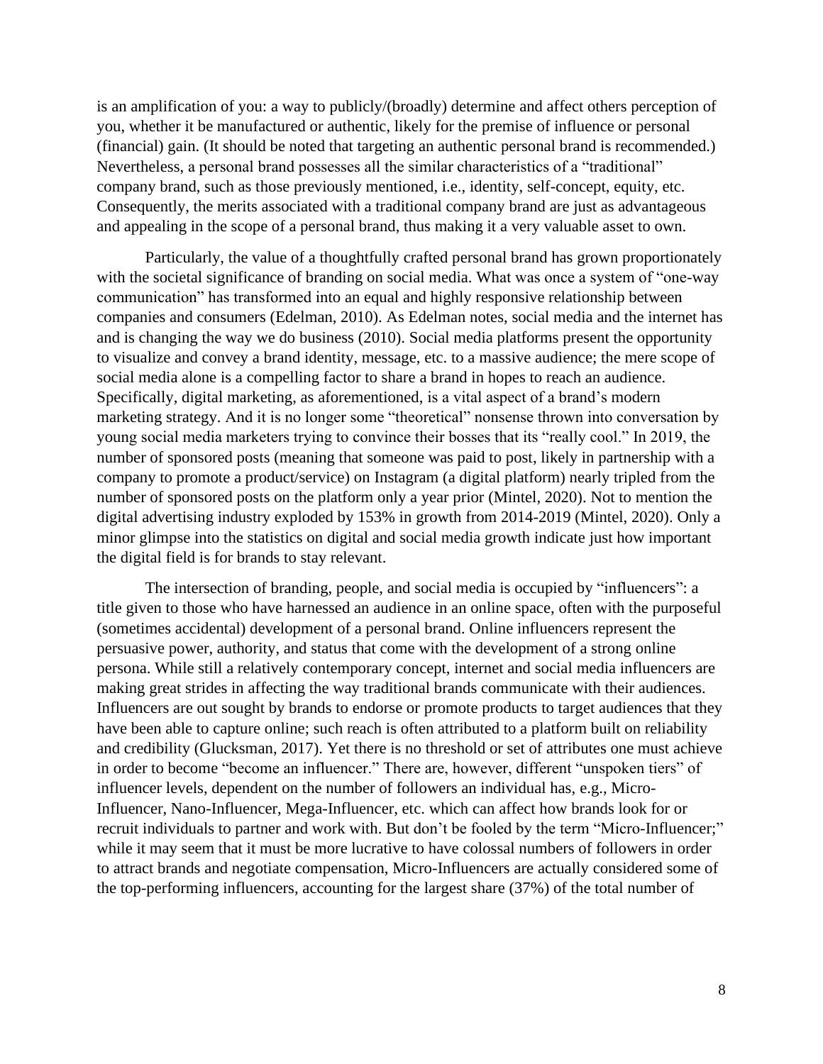is an amplification of you: a way to publicly/(broadly) determine and affect others perception of you, whether it be manufactured or authentic, likely for the premise of influence or personal (financial) gain. (It should be noted that targeting an authentic personal brand is recommended.) Nevertheless, a personal brand possesses all the similar characteristics of a "traditional" company brand, such as those previously mentioned, i.e., identity, self-concept, equity, etc. Consequently, the merits associated with a traditional company brand are just as advantageous and appealing in the scope of a personal brand, thus making it a very valuable asset to own.

Particularly, the value of a thoughtfully crafted personal brand has grown proportionately with the societal significance of branding on social media. What was once a system of "one-way communication" has transformed into an equal and highly responsive relationship between companies and consumers (Edelman, 2010). As Edelman notes, social media and the internet has and is changing the way we do business (2010). Social media platforms present the opportunity to visualize and convey a brand identity, message, etc. to a massive audience; the mere scope of social media alone is a compelling factor to share a brand in hopes to reach an audience. Specifically, digital marketing, as aforementioned, is a vital aspect of a brand's modern marketing strategy. And it is no longer some "theoretical" nonsense thrown into conversation by young social media marketers trying to convince their bosses that its "really cool." In 2019, the number of sponsored posts (meaning that someone was paid to post, likely in partnership with a company to promote a product/service) on Instagram (a digital platform) nearly tripled from the number of sponsored posts on the platform only a year prior (Mintel, 2020). Not to mention the digital advertising industry exploded by 153% in growth from 2014-2019 (Mintel, 2020). Only a minor glimpse into the statistics on digital and social media growth indicate just how important the digital field is for brands to stay relevant.

The intersection of branding, people, and social media is occupied by "influencers": a title given to those who have harnessed an audience in an online space, often with the purposeful (sometimes accidental) development of a personal brand. Online influencers represent the persuasive power, authority, and status that come with the development of a strong online persona. While still a relatively contemporary concept, internet and social media influencers are making great strides in affecting the way traditional brands communicate with their audiences. Influencers are out sought by brands to endorse or promote products to target audiences that they have been able to capture online; such reach is often attributed to a platform built on reliability and credibility (Glucksman, 2017). Yet there is no threshold or set of attributes one must achieve in order to become "become an influencer." There are, however, different "unspoken tiers" of influencer levels, dependent on the number of followers an individual has, e.g., Micro-Influencer, Nano-Influencer, Mega-Influencer, etc. which can affect how brands look for or recruit individuals to partner and work with. But don't be fooled by the term "Micro-Influencer;" while it may seem that it must be more lucrative to have colossal numbers of followers in order to attract brands and negotiate compensation, Micro-Influencers are actually considered some of the top-performing influencers, accounting for the largest share (37%) of the total number of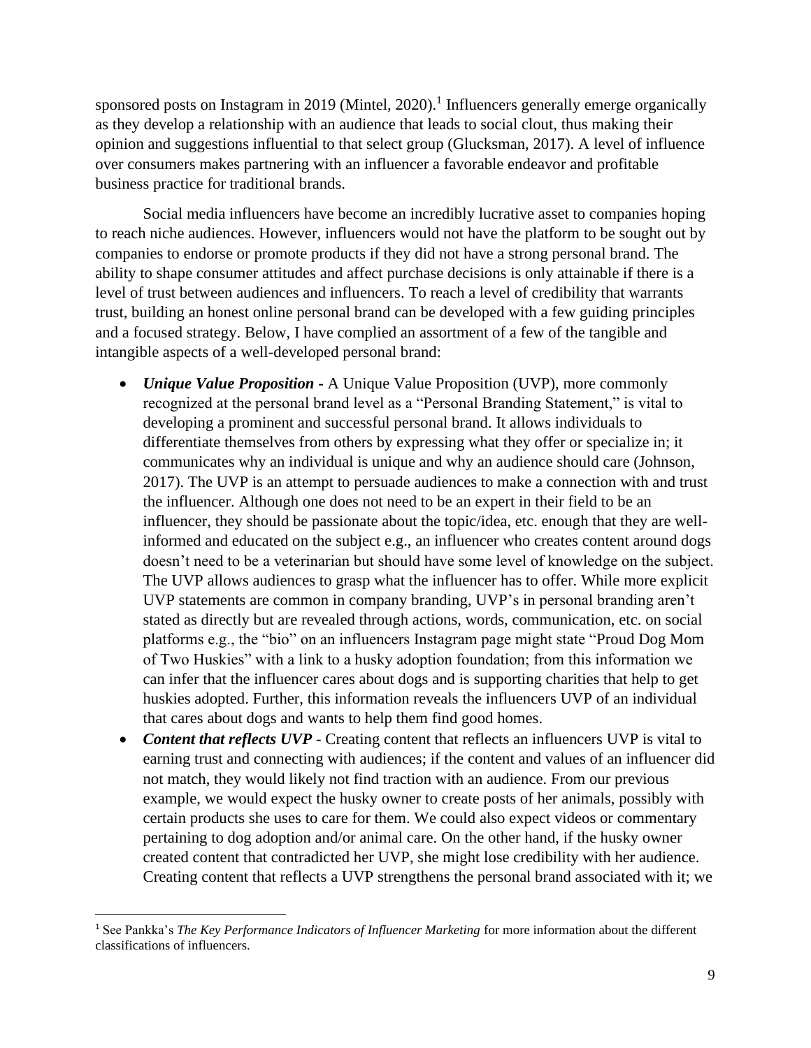sponsored posts on Instagram in 2019 (Mintel, 2020).[1] Influencers generally emerge organically as they develop a relationship with an audience that leads to social clout, thus making their opinion and suggestions influential to that select group (Glucksman, 2017). A level of influence over consumers makes partnering with an influencer a favorable endeavor and profitable business practice for traditional brands.

Social media influencers have become an incredibly lucrative asset to companies hoping to reach niche audiences. However, influencers would not have the platform to be sought out by companies to endorse or promote products if they did not have a strong personal brand. The ability to shape consumer attitudes and affect purchase decisions is only attainable if there is a level of trust between audiences and influencers. To reach a level of credibility that warrants trust, building an honest online personal brand can be developed with a few guiding principles and a focused strategy. Below, I have complied an assortment of a few of the tangible and intangible aspects of a well-developed personal brand:

- ***Unique Value Proposition*** - A Unique Value Proposition (UVP), more commonly recognized at the personal brand level as a "Personal Branding Statement," is vital to developing a prominent and successful personal brand. It allows individuals to differentiate themselves from others by expressing what they offer or specialize in; it communicates why an individual is unique and why an audience should care (Johnson, 2017). The UVP is an attempt to persuade audiences to make a connection with and trust the influencer. Although one does not need to be an expert in their field to be an influencer, they should be passionate about the topic/idea, etc. enough that they are well-informed and educated on the subject e.g., an influencer who creates content around dogs doesn't need to be a veterinarian but should have some level of knowledge on the subject. The UVP allows audiences to grasp what the influencer has to offer. While more explicit UVP statements are common in company branding, UVP's in personal branding aren't stated as directly but are revealed through actions, words, communication, etc. on social platforms e.g., the "bio" on an influencers Instagram page might state "Proud Dog Mom of Two Huskies" with a link to a husky adoption foundation; from this information we can infer that the influencer cares about dogs and is supporting charities that help to get huskies adopted. Further, this information reveals the influencers UVP of an individual that cares about dogs and wants to help them find good homes.
- ***Content that reflects UVP*** - Creating content that reflects an influencers UVP is vital to earning trust and connecting with audiences; if the content and values of an influencer did not match, they would likely not find traction with an audience. From our previous example, we would expect the husky owner to create posts of her animals, possibly with certain products she uses to care for them. We could also expect videos or commentary pertaining to dog adoption and/or animal care. On the other hand, if the husky owner created content that contradicted her UVP, she might lose credibility with her audience. Creating content that reflects a UVP strengthens the personal brand associated with it; we

[1] See Pankka's *The Key Performance Indicators of Influencer Marketing* for more information about the different classifications of influencers.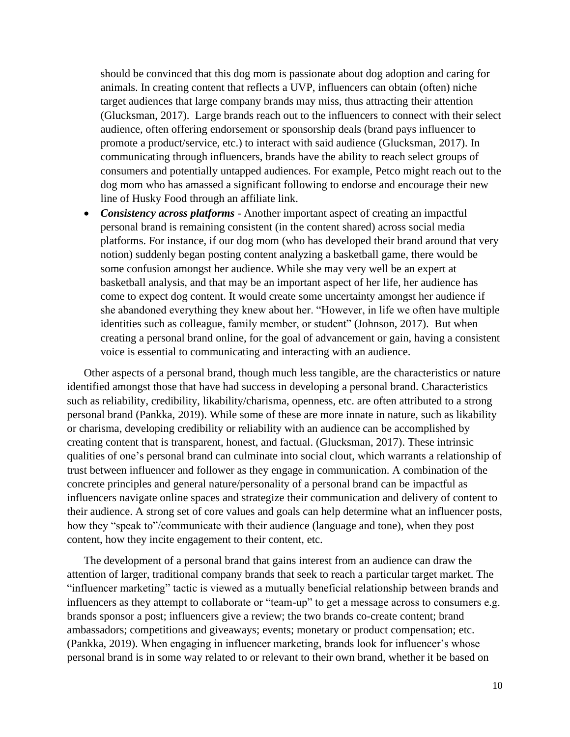should be convinced that this dog mom is passionate about dog adoption and caring for animals. In creating content that reflects a UVP, influencers can obtain (often) niche target audiences that large company brands may miss, thus attracting their attention (Glucksman, 2017). Large brands reach out to the influencers to connect with their select audience, often offering endorsement or sponsorship deals (brand pays influencer to promote a product/service, etc.) to interact with said audience (Glucksman, 2017). In communicating through influencers, brands have the ability to reach select groups of consumers and potentially untapped audiences. For example, Petco might reach out to the dog mom who has amassed a significant following to endorse and encourage their new line of Husky Food through an affiliate link.

- ***Consistency across platforms*** - Another important aspect of creating an impactful personal brand is remaining consistent (in the content shared) across social media platforms. For instance, if our dog mom (who has developed their brand around that very notion) suddenly began posting content analyzing a basketball game, there would be some confusion amongst her audience. While she may very well be an expert at basketball analysis, and that may be an important aspect of her life, her audience has come to expect dog content. It would create some uncertainty amongst her audience if she abandoned everything they knew about her. "However, in life we often have multiple identities such as colleague, family member, or student" (Johnson, 2017). But when creating a personal brand online, for the goal of advancement or gain, having a consistent voice is essential to communicating and interacting with an audience.

Other aspects of a personal brand, though much less tangible, are the characteristics or nature identified amongst those that have had success in developing a personal brand. Characteristics such as reliability, credibility, likability/charisma, openness, etc. are often attributed to a strong personal brand (Pankka, 2019). While some of these are more innate in nature, such as likability or charisma, developing credibility or reliability with an audience can be accomplished by creating content that is transparent, honest, and factual. (Glucksman, 2017). These intrinsic qualities of one's personal brand can culminate into social clout, which warrants a relationship of trust between influencer and follower as they engage in communication. A combination of the concrete principles and general nature/personality of a personal brand can be impactful as influencers navigate online spaces and strategize their communication and delivery of content to their audience. A strong set of core values and goals can help determine what an influencer posts, how they "speak to"/communicate with their audience (language and tone), when they post content, how they incite engagement to their content, etc.

The development of a personal brand that gains interest from an audience can draw the attention of larger, traditional company brands that seek to reach a particular target market. The "influencer marketing" tactic is viewed as a mutually beneficial relationship between brands and influencers as they attempt to collaborate or "team-up" to get a message across to consumers e.g. brands sponsor a post; influencers give a review; the two brands co-create content; brand ambassadors; competitions and giveaways; events; monetary or product compensation; etc. (Pankka, 2019). When engaging in influencer marketing, brands look for influencer's whose personal brand is in some way related to or relevant to their own brand, whether it be based on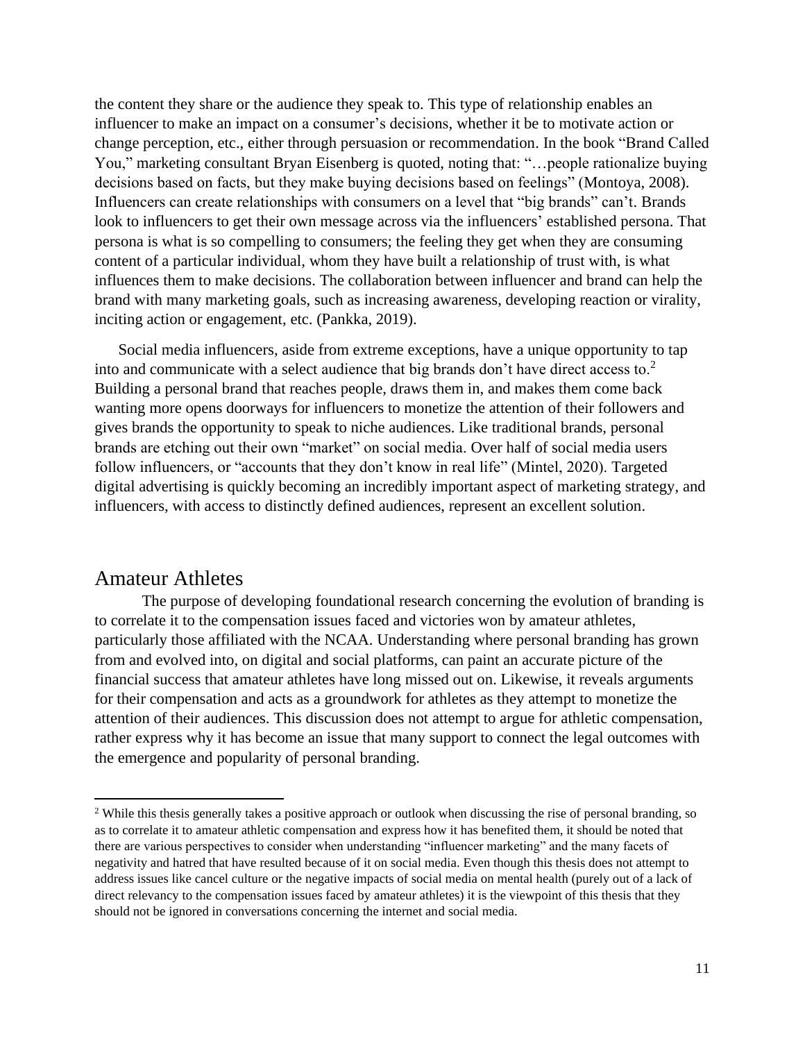the content they share or the audience they speak to. This type of relationship enables an influencer to make an impact on a consumer's decisions, whether it be to motivate action or change perception, etc., either through persuasion or recommendation. In the book "Brand Called You," marketing consultant Bryan Eisenberg is quoted, noting that: "…people rationalize buying decisions based on facts, but they make buying decisions based on feelings" (Montoya, 2008). Influencers can create relationships with consumers on a level that "big brands" can't. Brands look to influencers to get their own message across via the influencers' established persona. That persona is what is so compelling to consumers; the feeling they get when they are consuming content of a particular individual, whom they have built a relationship of trust with, is what influences them to make decisions. The collaboration between influencer and brand can help the brand with many marketing goals, such as increasing awareness, developing reaction or virality, inciting action or engagement, etc. (Pankka, 2019).

Social media influencers, aside from extreme exceptions, have a unique opportunity to tap into and communicate with a select audience that big brands don't have direct access to.[2] Building a personal brand that reaches people, draws them in, and makes them come back wanting more opens doorways for influencers to monetize the attention of their followers and gives brands the opportunity to speak to niche audiences. Like traditional brands, personal brands are etching out their own "market" on social media. Over half of social media users follow influencers, or "accounts that they don't know in real life" (Mintel, 2020). Targeted digital advertising is quickly becoming an incredibly important aspect of marketing strategy, and influencers, with access to distinctly defined audiences, represent an excellent solution.

## Amateur Athletes

The purpose of developing foundational research concerning the evolution of branding is to correlate it to the compensation issues faced and victories won by amateur athletes, particularly those affiliated with the NCAA. Understanding where personal branding has grown from and evolved into, on digital and social platforms, can paint an accurate picture of the financial success that amateur athletes have long missed out on. Likewise, it reveals arguments for their compensation and acts as a groundwork for athletes as they attempt to monetize the attention of their audiences. This discussion does not attempt to argue for athletic compensation, rather express why it has become an issue that many support to connect the legal outcomes with the emergence and popularity of personal branding.

[2] While this thesis generally takes a positive approach or outlook when discussing the rise of personal branding, so as to correlate it to amateur athletic compensation and express how it has benefited them, it should be noted that there are various perspectives to consider when understanding "influencer marketing" and the many facets of negativity and hatred that have resulted because of it on social media. Even though this thesis does not attempt to address issues like cancel culture or the negative impacts of social media on mental health (purely out of a lack of direct relevancy to the compensation issues faced by amateur athletes) it is the viewpoint of this thesis that they should not be ignored in conversations concerning the internet and social media.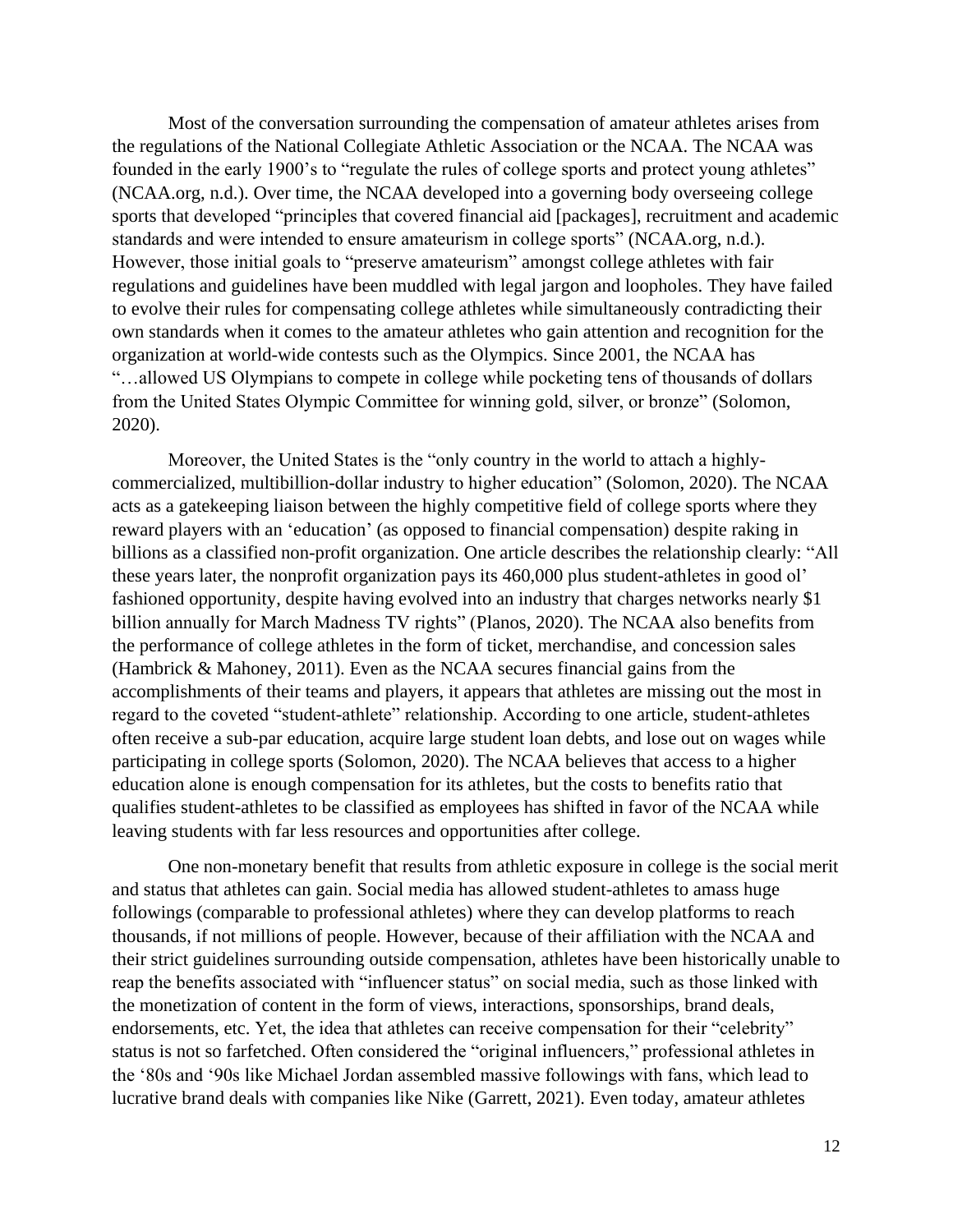Most of the conversation surrounding the compensation of amateur athletes arises from the regulations of the National Collegiate Athletic Association or the NCAA. The NCAA was founded in the early 1900's to "regulate the rules of college sports and protect young athletes" (NCAA.org, n.d.). Over time, the NCAA developed into a governing body overseeing college sports that developed "principles that covered financial aid [packages], recruitment and academic standards and were intended to ensure amateurism in college sports" (NCAA.org, n.d.). However, those initial goals to "preserve amateurism" amongst college athletes with fair regulations and guidelines have been muddled with legal jargon and loopholes. They have failed to evolve their rules for compensating college athletes while simultaneously contradicting their own standards when it comes to the amateur athletes who gain attention and recognition for the organization at world-wide contests such as the Olympics. Since 2001, the NCAA has "…allowed US Olympians to compete in college while pocketing tens of thousands of dollars from the United States Olympic Committee for winning gold, silver, or bronze" (Solomon, 2020).

Moreover, the United States is the "only country in the world to attach a highly-commercialized, multibillion-dollar industry to higher education" (Solomon, 2020). The NCAA acts as a gatekeeping liaison between the highly competitive field of college sports where they reward players with an 'education' (as opposed to financial compensation) despite raking in billions as a classified non-profit organization. One article describes the relationship clearly: "All these years later, the nonprofit organization pays its 460,000 plus student-athletes in good ol' fashioned opportunity, despite having evolved into an industry that charges networks nearly $1 billion annually for March Madness TV rights" (Planos, 2020). The NCAA also benefits from the performance of college athletes in the form of ticket, merchandise, and concession sales (Hambrick & Mahoney, 2011). Even as the NCAA secures financial gains from the accomplishments of their teams and players, it appears that athletes are missing out the most in regard to the coveted "student-athlete" relationship. According to one article, student-athletes often receive a sub-par education, acquire large student loan debts, and lose out on wages while participating in college sports (Solomon, 2020). The NCAA believes that access to a higher education alone is enough compensation for its athletes, but the costs to benefits ratio that qualifies student-athletes to be classified as employees has shifted in favor of the NCAA while leaving students with far less resources and opportunities after college.

One non-monetary benefit that results from athletic exposure in college is the social merit and status that athletes can gain. Social media has allowed student-athletes to amass huge followings (comparable to professional athletes) where they can develop platforms to reach thousands, if not millions of people. However, because of their affiliation with the NCAA and their strict guidelines surrounding outside compensation, athletes have been historically unable to reap the benefits associated with "influencer status" on social media, such as those linked with the monetization of content in the form of views, interactions, sponsorships, brand deals, endorsements, etc. Yet, the idea that athletes can receive compensation for their "celebrity" status is not so farfetched. Often considered the "original influencers," professional athletes in the '80s and '90s like Michael Jordan assembled massive followings with fans, which lead to lucrative brand deals with companies like Nike (Garrett, 2021). Even today, amateur athletes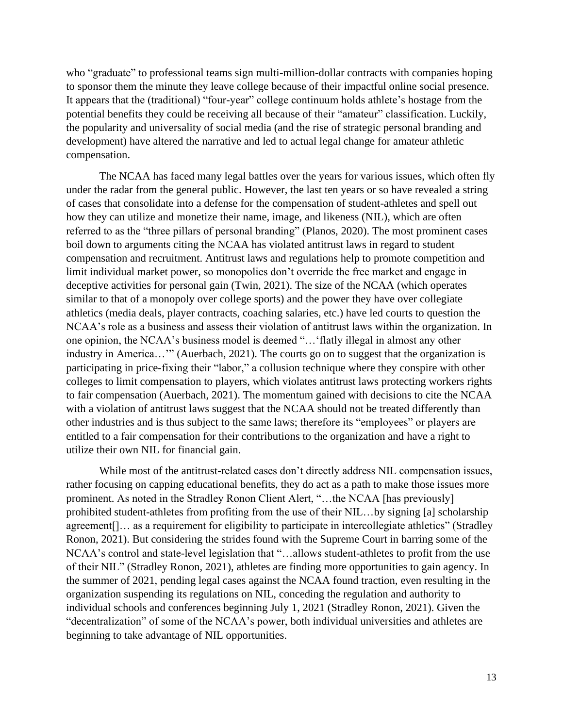who "graduate" to professional teams sign multi-million-dollar contracts with companies hoping to sponsor them the minute they leave college because of their impactful online social presence. It appears that the (traditional) "four-year" college continuum holds athlete's hostage from the potential benefits they could be receiving all because of their "amateur" classification. Luckily, the popularity and universality of social media (and the rise of strategic personal branding and development) have altered the narrative and led to actual legal change for amateur athletic compensation.

The NCAA has faced many legal battles over the years for various issues, which often fly under the radar from the general public. However, the last ten years or so have revealed a string of cases that consolidate into a defense for the compensation of student-athletes and spell out how they can utilize and monetize their name, image, and likeness (NIL), which are often referred to as the "three pillars of personal branding" (Planos, 2020). The most prominent cases boil down to arguments citing the NCAA has violated antitrust laws in regard to student compensation and recruitment. Antitrust laws and regulations help to promote competition and limit individual market power, so monopolies don't override the free market and engage in deceptive activities for personal gain (Twin, 2021). The size of the NCAA (which operates similar to that of a monopoly over college sports) and the power they have over collegiate athletics (media deals, player contracts, coaching salaries, etc.) have led courts to question the NCAA's role as a business and assess their violation of antitrust laws within the organization. In one opinion, the NCAA's business model is deemed "…'flatly illegal in almost any other industry in America…'" (Auerbach, 2021). The courts go on to suggest that the organization is participating in price-fixing their "labor," a collusion technique where they conspire with other colleges to limit compensation to players, which violates antitrust laws protecting workers rights to fair compensation (Auerbach, 2021). The momentum gained with decisions to cite the NCAA with a violation of antitrust laws suggest that the NCAA should not be treated differently than other industries and is thus subject to the same laws; therefore its "employees" or players are entitled to a fair compensation for their contributions to the organization and have a right to utilize their own NIL for financial gain.

While most of the antitrust-related cases don't directly address NIL compensation issues, rather focusing on capping educational benefits, they do act as a path to make those issues more prominent. As noted in the Stradley Ronon Client Alert, "…the NCAA [has previously] prohibited student-athletes from profiting from the use of their NIL…by signing [a] scholarship agreement[]… as a requirement for eligibility to participate in intercollegiate athletics" (Stradley Ronon, 2021). But considering the strides found with the Supreme Court in barring some of the NCAA's control and state-level legislation that "…allows student-athletes to profit from the use of their NIL" (Stradley Ronon, 2021), athletes are finding more opportunities to gain agency. In the summer of 2021, pending legal cases against the NCAA found traction, even resulting in the organization suspending its regulations on NIL, conceding the regulation and authority to individual schools and conferences beginning July 1, 2021 (Stradley Ronon, 2021). Given the "decentralization" of some of the NCAA's power, both individual universities and athletes are beginning to take advantage of NIL opportunities.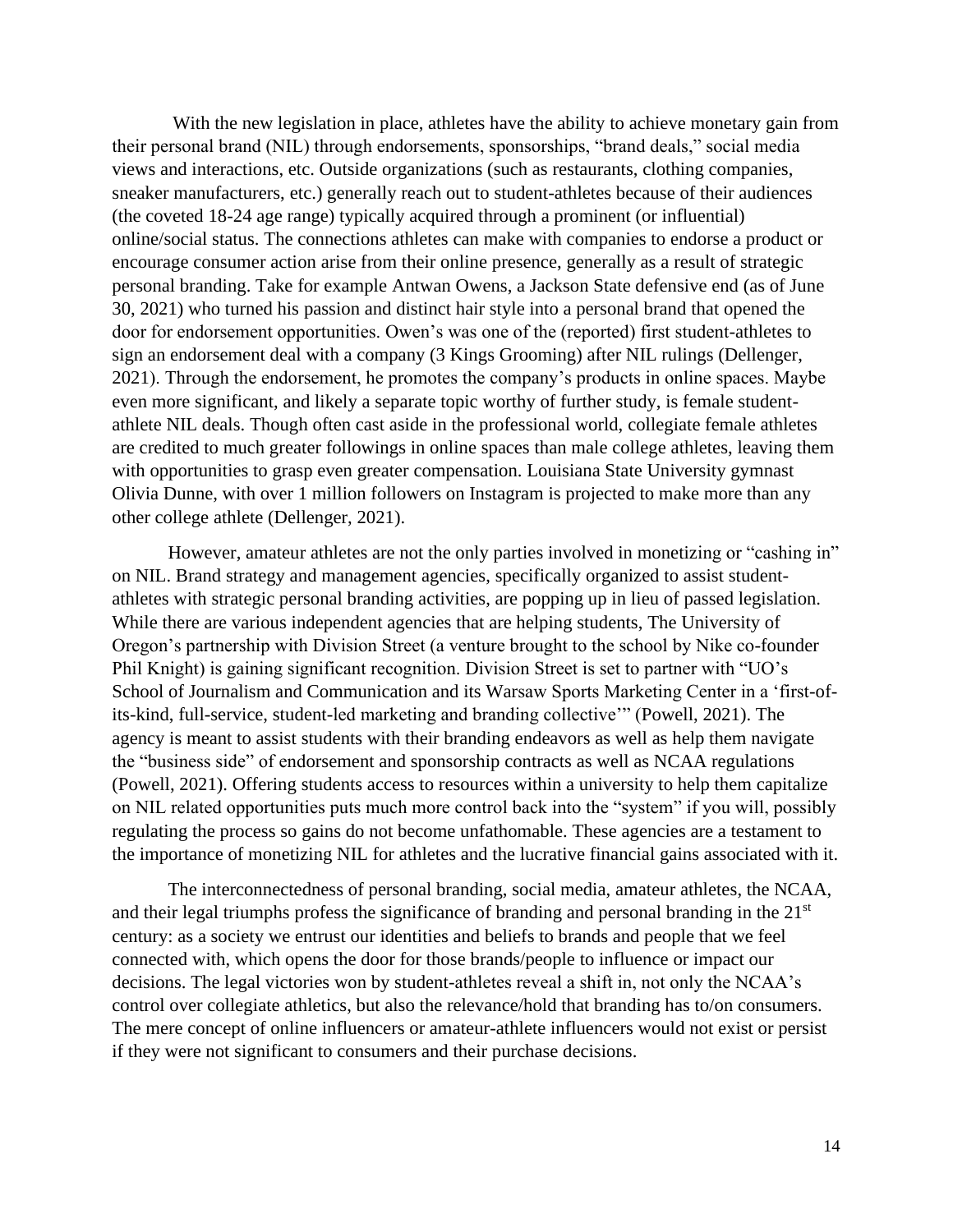With the new legislation in place, athletes have the ability to achieve monetary gain from their personal brand (NIL) through endorsements, sponsorships, "brand deals," social media views and interactions, etc. Outside organizations (such as restaurants, clothing companies, sneaker manufacturers, etc.) generally reach out to student-athletes because of their audiences (the coveted 18-24 age range) typically acquired through a prominent (or influential) online/social status. The connections athletes can make with companies to endorse a product or encourage consumer action arise from their online presence, generally as a result of strategic personal branding. Take for example Antwan Owens, a Jackson State defensive end (as of June 30, 2021) who turned his passion and distinct hair style into a personal brand that opened the door for endorsement opportunities. Owen's was one of the (reported) first student-athletes to sign an endorsement deal with a company (3 Kings Grooming) after NIL rulings (Dellenger, 2021). Through the endorsement, he promotes the company's products in online spaces. Maybe even more significant, and likely a separate topic worthy of further study, is female student-athlete NIL deals. Though often cast aside in the professional world, collegiate female athletes are credited to much greater followings in online spaces than male college athletes, leaving them with opportunities to grasp even greater compensation. Louisiana State University gymnast Olivia Dunne, with over 1 million followers on Instagram is projected to make more than any other college athlete (Dellenger, 2021).

However, amateur athletes are not the only parties involved in monetizing or "cashing in" on NIL. Brand strategy and management agencies, specifically organized to assist student-athletes with strategic personal branding activities, are popping up in lieu of passed legislation. While there are various independent agencies that are helping students, The University of Oregon's partnership with Division Street (a venture brought to the school by Nike co-founder Phil Knight) is gaining significant recognition. Division Street is set to partner with "UO's School of Journalism and Communication and its Warsaw Sports Marketing Center in a 'first-of-its-kind, full-service, student-led marketing and branding collective'" (Powell, 2021). The agency is meant to assist students with their branding endeavors as well as help them navigate the "business side" of endorsement and sponsorship contracts as well as NCAA regulations (Powell, 2021). Offering students access to resources within a university to help them capitalize on NIL related opportunities puts much more control back into the "system" if you will, possibly regulating the process so gains do not become unfathomable. These agencies are a testament to the importance of monetizing NIL for athletes and the lucrative financial gains associated with it.

The interconnectedness of personal branding, social media, amateur athletes, the NCAA, and their legal triumphs profess the significance of branding and personal branding in the 21st century: as a society we entrust our identities and beliefs to brands and people that we feel connected with, which opens the door for those brands/people to influence or impact our decisions. The legal victories won by student-athletes reveal a shift in, not only the NCAA's control over collegiate athletics, but also the relevance/hold that branding has to/on consumers. The mere concept of online influencers or amateur-athlete influencers would not exist or persist if they were not significant to consumers and their purchase decisions.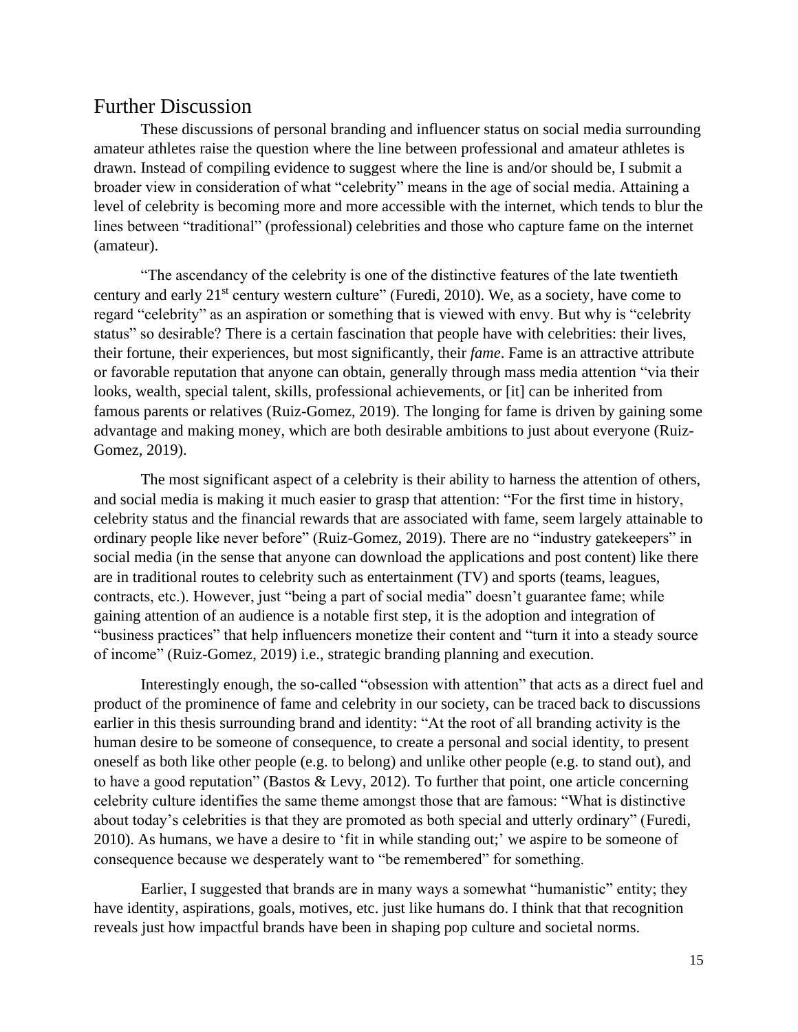## Further Discussion

These discussions of personal branding and influencer status on social media surrounding amateur athletes raise the question where the line between professional and amateur athletes is drawn. Instead of compiling evidence to suggest where the line is and/or should be, I submit a broader view in consideration of what "celebrity" means in the age of social media. Attaining a level of celebrity is becoming more and more accessible with the internet, which tends to blur the lines between "traditional" (professional) celebrities and those who capture fame on the internet (amateur).

"The ascendancy of the celebrity is one of the distinctive features of the late twentieth century and early 21st century western culture" (Furedi, 2010). We, as a society, have come to regard "celebrity" as an aspiration or something that is viewed with envy. But why is "celebrity status" so desirable? There is a certain fascination that people have with celebrities: their lives, their fortune, their experiences, but most significantly, their *fame*. Fame is an attractive attribute or favorable reputation that anyone can obtain, generally through mass media attention "via their looks, wealth, special talent, skills, professional achievements, or [it] can be inherited from famous parents or relatives (Ruiz-Gomez, 2019). The longing for fame is driven by gaining some advantage and making money, which are both desirable ambitions to just about everyone (Ruiz-Gomez, 2019).

The most significant aspect of a celebrity is their ability to harness the attention of others, and social media is making it much easier to grasp that attention: "For the first time in history, celebrity status and the financial rewards that are associated with fame, seem largely attainable to ordinary people like never before" (Ruiz-Gomez, 2019). There are no "industry gatekeepers" in social media (in the sense that anyone can download the applications and post content) like there are in traditional routes to celebrity such as entertainment (TV) and sports (teams, leagues, contracts, etc.). However, just "being a part of social media" doesn't guarantee fame; while gaining attention of an audience is a notable first step, it is the adoption and integration of "business practices" that help influencers monetize their content and "turn it into a steady source of income" (Ruiz-Gomez, 2019) i.e., strategic branding planning and execution.

Interestingly enough, the so-called "obsession with attention" that acts as a direct fuel and product of the prominence of fame and celebrity in our society, can be traced back to discussions earlier in this thesis surrounding brand and identity: "At the root of all branding activity is the human desire to be someone of consequence, to create a personal and social identity, to present oneself as both like other people (e.g. to belong) and unlike other people (e.g. to stand out), and to have a good reputation" (Bastos & Levy, 2012). To further that point, one article concerning celebrity culture identifies the same theme amongst those that are famous: "What is distinctive about today's celebrities is that they are promoted as both special and utterly ordinary" (Furedi, 2010). As humans, we have a desire to 'fit in while standing out;' we aspire to be someone of consequence because we desperately want to "be remembered" for something.

Earlier, I suggested that brands are in many ways a somewhat "humanistic" entity; they have identity, aspirations, goals, motives, etc. just like humans do. I think that that recognition reveals just how impactful brands have been in shaping pop culture and societal norms.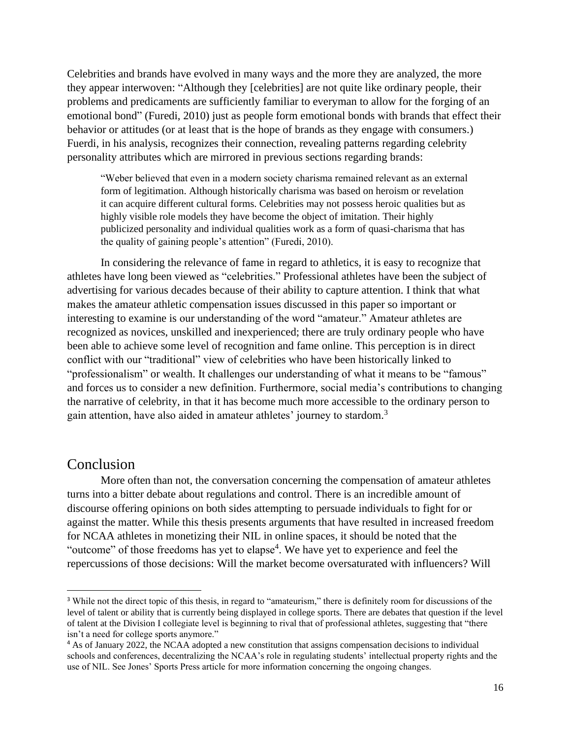Celebrities and brands have evolved in many ways and the more they are analyzed, the more they appear interwoven: "Although they [celebrities] are not quite like ordinary people, their problems and predicaments are sufficiently familiar to everyman to allow for the forging of an emotional bond" (Furedi, 2010) just as people form emotional bonds with brands that effect their behavior or attitudes (or at least that is the hope of brands as they engage with consumers.) Fuerdi, in his analysis, recognizes their connection, revealing patterns regarding celebrity personality attributes which are mirrored in previous sections regarding brands:

> "Weber believed that even in a modern society charisma remained relevant as an external form of legitimation. Although historically charisma was based on heroism or revelation it can acquire different cultural forms. Celebrities may not possess heroic qualities but as highly visible role models they have become the object of imitation. Their highly publicized personality and individual qualities work as a form of quasi-charisma that has the quality of gaining people's attention" (Furedi, 2010).

In considering the relevance of fame in regard to athletics, it is easy to recognize that athletes have long been viewed as "celebrities." Professional athletes have been the subject of advertising for various decades because of their ability to capture attention. I think that what makes the amateur athletic compensation issues discussed in this paper so important or interesting to examine is our understanding of the word "amateur." Amateur athletes are recognized as novices, unskilled and inexperienced; there are truly ordinary people who have been able to achieve some level of recognition and fame online. This perception is in direct conflict with our "traditional" view of celebrities who have been historically linked to "professionalism" or wealth. It challenges our understanding of what it means to be "famous" and forces us to consider a new definition. Furthermore, social media's contributions to changing the narrative of celebrity, in that it has become much more accessible to the ordinary person to gain attention, have also aided in amateur athletes' journey to stardom.[3]

## Conclusion

More often than not, the conversation concerning the compensation of amateur athletes turns into a bitter debate about regulations and control. There is an incredible amount of discourse offering opinions on both sides attempting to persuade individuals to fight for or against the matter. While this thesis presents arguments that have resulted in increased freedom for NCAA athletes in monetizing their NIL in online spaces, it should be noted that the "outcome" of those freedoms has yet to elapse[4]. We have yet to experience and feel the repercussions of those decisions: Will the market become oversaturated with influencers? Will

---

[3] While not the direct topic of this thesis, in regard to "amateurism," there is definitely room for discussions of the level of talent or ability that is currently being displayed in college sports. There are debates that question if the level of talent at the Division I collegiate level is beginning to rival that of professional athletes, suggesting that "there isn't a need for college sports anymore."

[4] As of January 2022, the NCAA adopted a new constitution that assigns compensation decisions to individual schools and conferences, decentralizing the NCAA's role in regulating students' intellectual property rights and the use of NIL. See Jones' Sports Press article for more information concerning the ongoing changes.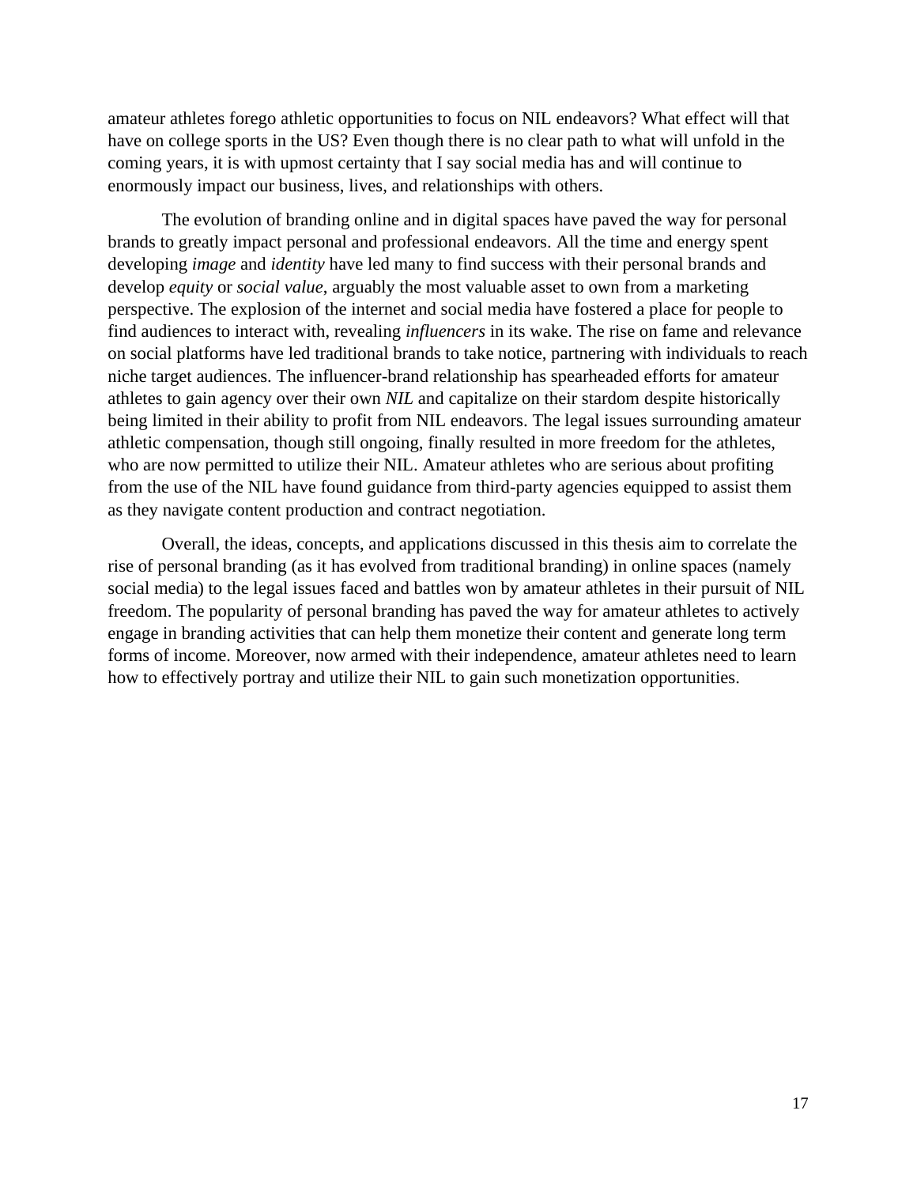amateur athletes forego athletic opportunities to focus on NIL endeavors? What effect will that have on college sports in the US? Even though there is no clear path to what will unfold in the coming years, it is with upmost certainty that I say social media has and will continue to enormously impact our business, lives, and relationships with others.

The evolution of branding online and in digital spaces have paved the way for personal brands to greatly impact personal and professional endeavors. All the time and energy spent developing *image* and *identity* have led many to find success with their personal brands and develop *equity* or *social value*, arguably the most valuable asset to own from a marketing perspective. The explosion of the internet and social media have fostered a place for people to find audiences to interact with, revealing *influencers* in its wake. The rise on fame and relevance on social platforms have led traditional brands to take notice, partnering with individuals to reach niche target audiences. The influencer-brand relationship has spearheaded efforts for amateur athletes to gain agency over their own *NIL* and capitalize on their stardom despite historically being limited in their ability to profit from NIL endeavors. The legal issues surrounding amateur athletic compensation, though still ongoing, finally resulted in more freedom for the athletes, who are now permitted to utilize their NIL. Amateur athletes who are serious about profiting from the use of the NIL have found guidance from third-party agencies equipped to assist them as they navigate content production and contract negotiation.

Overall, the ideas, concepts, and applications discussed in this thesis aim to correlate the rise of personal branding (as it has evolved from traditional branding) in online spaces (namely social media) to the legal issues faced and battles won by amateur athletes in their pursuit of NIL freedom. The popularity of personal branding has paved the way for amateur athletes to actively engage in branding activities that can help them monetize their content and generate long term forms of income. Moreover, now armed with their independence, amateur athletes need to learn how to effectively portray and utilize their NIL to gain such monetization opportunities.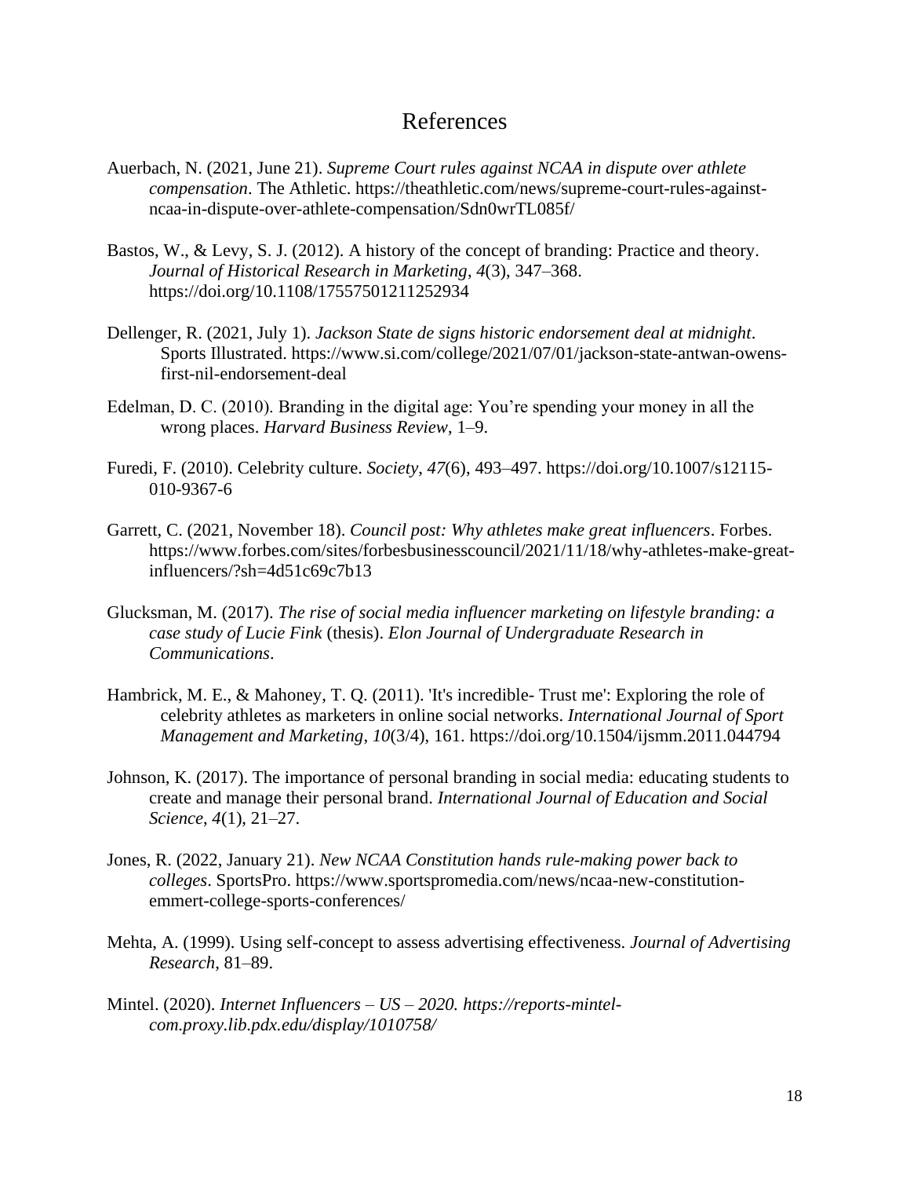# References

Auerbach, N. (2021, June 21). *Supreme Court rules against NCAA in dispute over athlete compensation*. The Athletic. https://theathletic.com/news/supreme-court-rules-against-ncaa-in-dispute-over-athlete-compensation/Sdn0wrTL085f/

Bastos, W., & Levy, S. J. (2012). A history of the concept of branding: Practice and theory. *Journal of Historical Research in Marketing*, *4*(3), 347–368. https://doi.org/10.1108/17557501211252934

Dellenger, R. (2021, July 1). *Jackson State de signs historic endorsement deal at midnight*. Sports Illustrated. https://www.si.com/college/2021/07/01/jackson-state-antwan-owens-first-nil-endorsement-deal

Edelman, D. C. (2010). Branding in the digital age: You're spending your money in all the wrong places. *Harvard Business Review*, 1–9.

Furedi, F. (2010). Celebrity culture. *Society*, *47*(6), 493–497. https://doi.org/10.1007/s12115-010-9367-6

Garrett, C. (2021, November 18). *Council post: Why athletes make great influencers*. Forbes. https://www.forbes.com/sites/forbesbusinesscouncil/2021/11/18/why-athletes-make-great-influencers/?sh=4d51c69c7b13

Glucksman, M. (2017). *The rise of social media influencer marketing on lifestyle branding: a case study of Lucie Fink* (thesis). *Elon Journal of Undergraduate Research in Communications*.

Hambrick, M. E., & Mahoney, T. Q. (2011). 'It's incredible- Trust me': Exploring the role of celebrity athletes as marketers in online social networks. *International Journal of Sport Management and Marketing*, *10*(3/4), 161. https://doi.org/10.1504/ijsmm.2011.044794

Johnson, K. (2017). The importance of personal branding in social media: educating students to create and manage their personal brand. *International Journal of Education and Social Science*, *4*(1), 21–27.

Jones, R. (2022, January 21). *New NCAA Constitution hands rule-making power back to colleges*. SportsPro. https://www.sportspromedia.com/news/ncaa-new-constitution-emmert-college-sports-conferences/

Mehta, A. (1999). Using self-concept to assess advertising effectiveness. *Journal of Advertising Research*, 81–89.

Mintel. (2020). *Internet Influencers – US – 2020. https://reports-mintel-com.proxy.lib.pdx.edu/display/1010758/*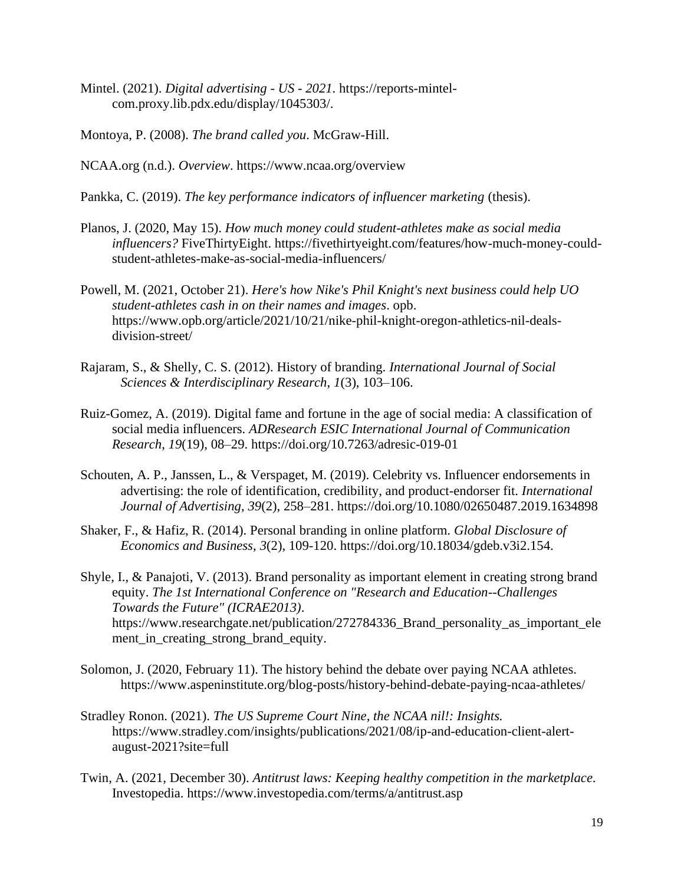Mintel. (2021). *Digital advertising - US - 2021*. https://reports-mintel-com.proxy.lib.pdx.edu/display/1045303/.

Montoya, P. (2008). *The brand called you*. McGraw-Hill.

NCAA.org (n.d.). *Overview*. https://www.ncaa.org/overview

Pankka, C. (2019). *The key performance indicators of influencer marketing* (thesis).

Planos, J. (2020, May 15). *How much money could student-athletes make as social media influencers?* FiveThirtyEight. https://fivethirtyeight.com/features/how-much-money-could-student-athletes-make-as-social-media-influencers/

Powell, M. (2021, October 21). *Here's how Nike's Phil Knight's next business could help UO student-athletes cash in on their names and images*. opb. https://www.opb.org/article/2021/10/21/nike-phil-knight-oregon-athletics-nil-deals-division-street/

Rajaram, S., & Shelly, C. S. (2012). History of branding. *International Journal of Social Sciences & Interdisciplinary Research*, *1*(3), 103–106.

Ruiz-Gomez, A. (2019). Digital fame and fortune in the age of social media: A classification of social media influencers. *ADResearch ESIC International Journal of Communication Research*, *19*(19), 08–29. https://doi.org/10.7263/adresic-019-01

Schouten, A. P., Janssen, L., & Verspaget, M. (2019). Celebrity vs. Influencer endorsements in advertising: the role of identification, credibility, and product-endorser fit. *International Journal of Advertising*, *39*(2), 258–281. https://doi.org/10.1080/02650487.2019.1634898

Shaker, F., & Hafiz, R. (2014). Personal branding in online platform. *Global Disclosure of Economics and Business*, *3*(2), 109-120. https://doi.org/10.18034/gdeb.v3i2.154.

Shyle, I., & Panajoti, V. (2013). Brand personality as important element in creating strong brand equity. *The 1st International Conference on "Research and Education--Challenges Towards the Future" (ICRAE2013)*. https://www.researchgate.net/publication/272784336_Brand_personality_as_important_element_in_creating_strong_brand_equity.

Solomon, J. (2020, February 11). The history behind the debate over paying NCAA athletes. https://www.aspeninstitute.org/blog-posts/history-behind-debate-paying-ncaa-athletes/

Stradley Ronon. (2021). *The US Supreme Court Nine, the NCAA nil!: Insights.* https://www.stradley.com/insights/publications/2021/08/ip-and-education-client-alert-august-2021?site=full

Twin, A. (2021, December 30). *Antitrust laws: Keeping healthy competition in the marketplace*. Investopedia. https://www.investopedia.com/terms/a/antitrust.asp